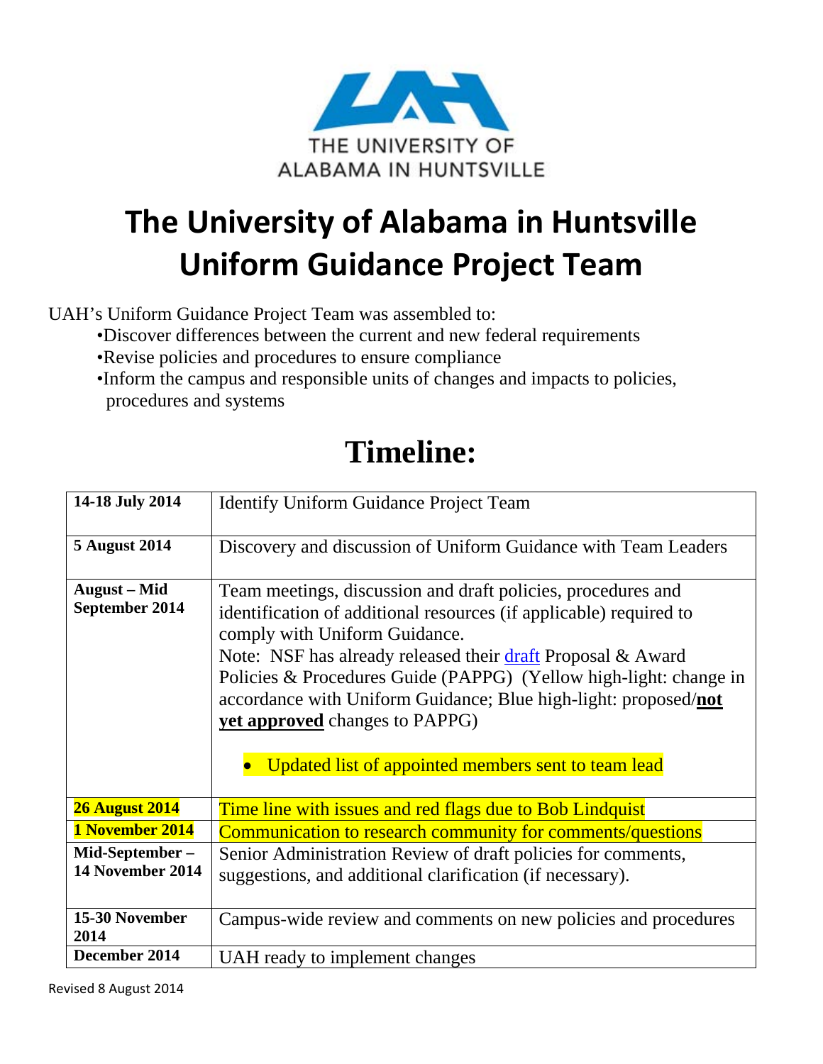THE UNIVERSITY OF ALABAMA IN HUNTSVILLE

# The University of Alabama in Huntsville Uniform Guidance Project Team

UAH's Uniform Guidance Project Team was assembled to:

- Discover differences between the current and new federal requirements
- Revise policies and procedures to ensure compliance
- Inform the campus and responsible units of changes and impacts to policies, procedures and systems

# Timeline:

| | |
|---|---|
| **14-18 July 2014** | Identify Uniform Guidance Project Team |
| **5 August 2014** | Discovery and discussion of Uniform Guidance with Team Leaders |
| **August – Mid September 2014** | Team meetings, discussion and draft policies, procedures and identification of additional resources (if applicable) required to comply with Uniform Guidance. Note: NSF has already released their draft Proposal & Award Policies & Procedures Guide (PAPPG) (Yellow high-light: change in accordance with Uniform Guidance; Blue high-light: proposed/**not yet approved** changes to PAPPG) • Updated list of appointed members sent to team lead |
| **26 August 2014** | Time line with issues and red flags due to Bob Lindquist |
| **1 November 2014** | Communication to research community for comments/questions |
| **Mid-September – 14 November 2014** | Senior Administration Review of draft policies for comments, suggestions, and additional clarification (if necessary). |
| **15-30 November 2014** | Campus-wide review and comments on new policies and procedures |
| **December 2014** | UAH ready to implement changes |

Revised 8 August 2014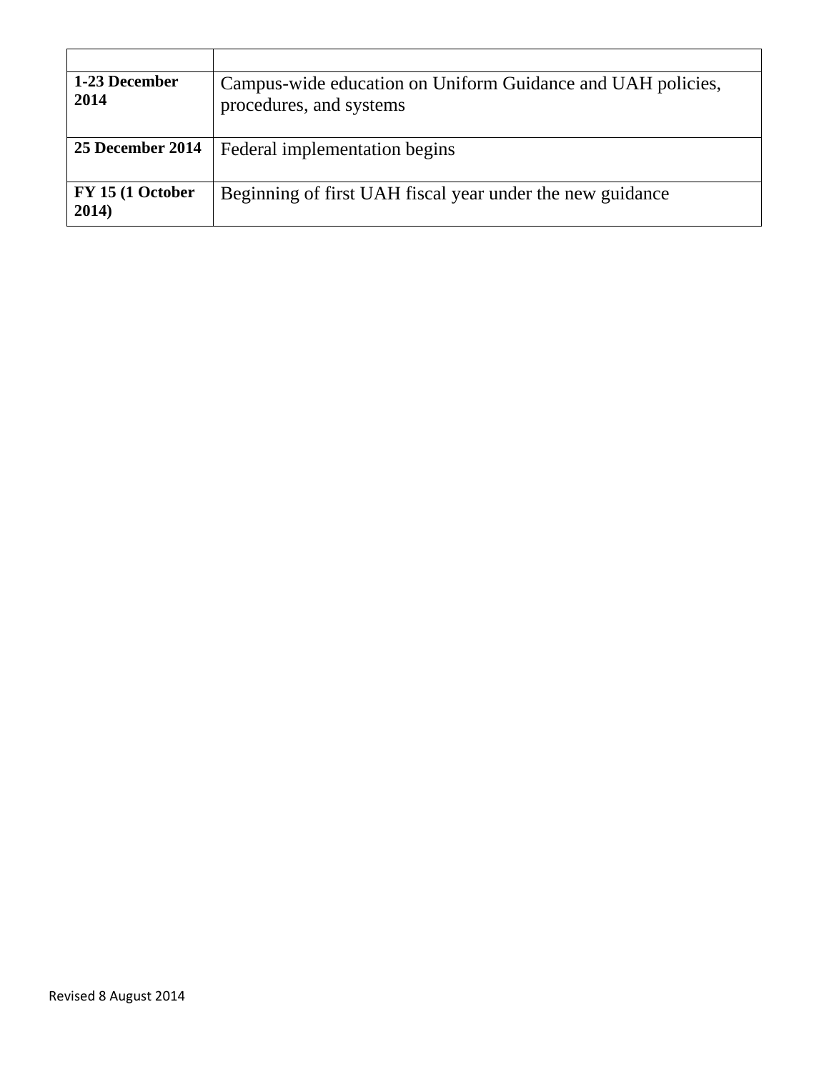| | |
|---|---|
| **1-23 December 2014** | Campus-wide education on Uniform Guidance and UAH policies, procedures, and systems |
| **25 December 2014** | Federal implementation begins |
| **FY 15 (1 October 2014)** | Beginning of first UAH fiscal year under the new guidance |

Revised 8 August 2014